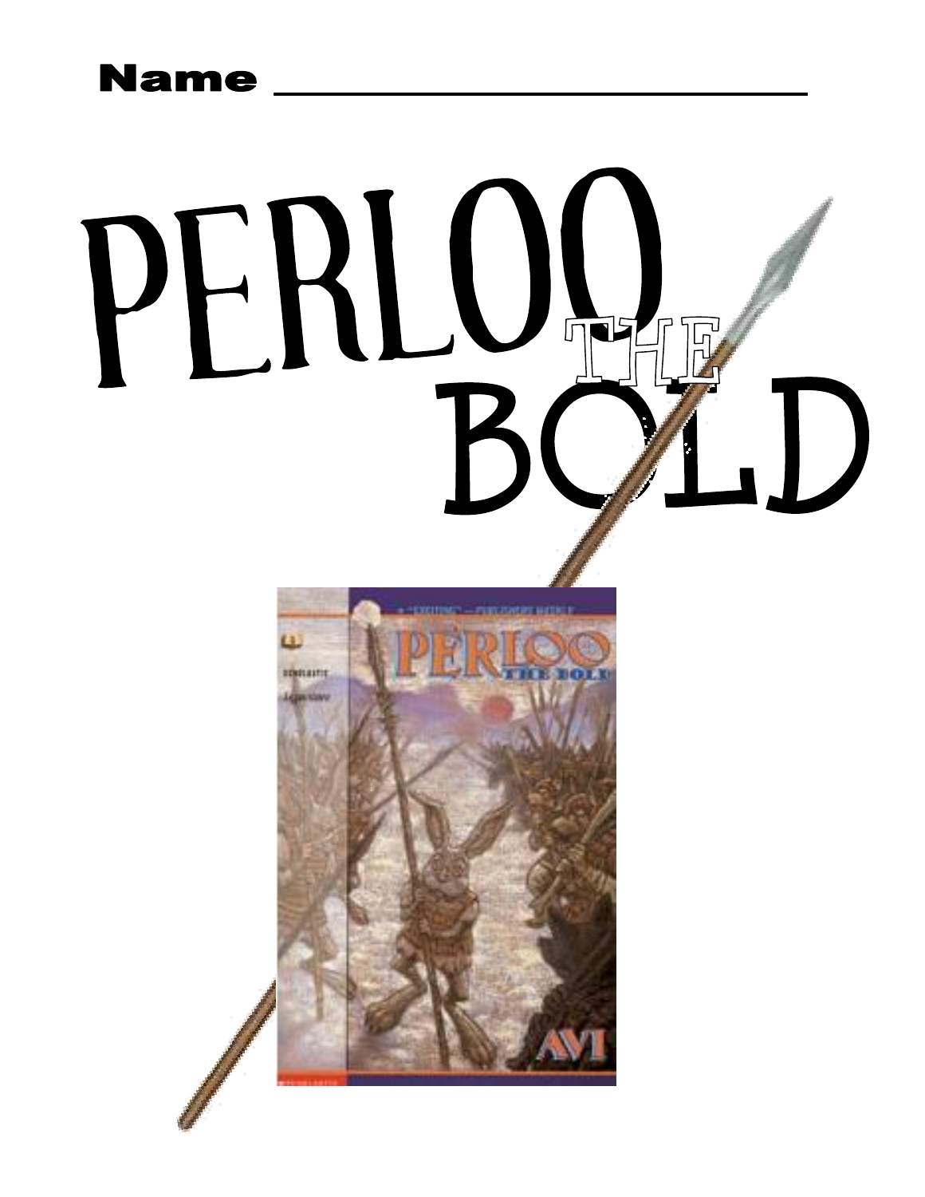Name ______________________________

# PERLOO THE BOLD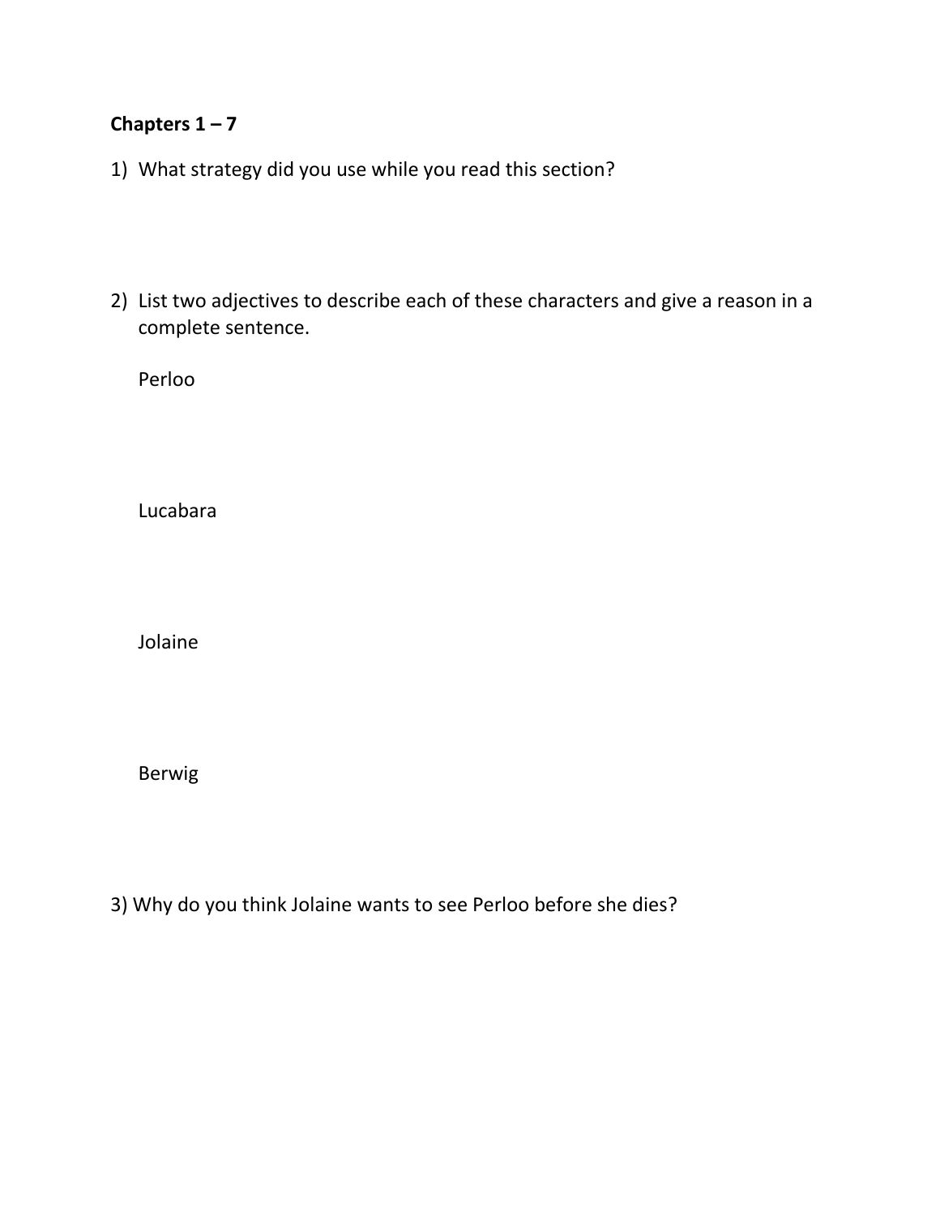**Chapters 1 – 7**

1) What strategy did you use while you read this section?

2) List two adjectives to describe each of these characters and give a reason in a complete sentence.

   Perloo

   Lucabara

   Jolaine

   Berwig

3) Why do you think Jolaine wants to see Perloo before she dies?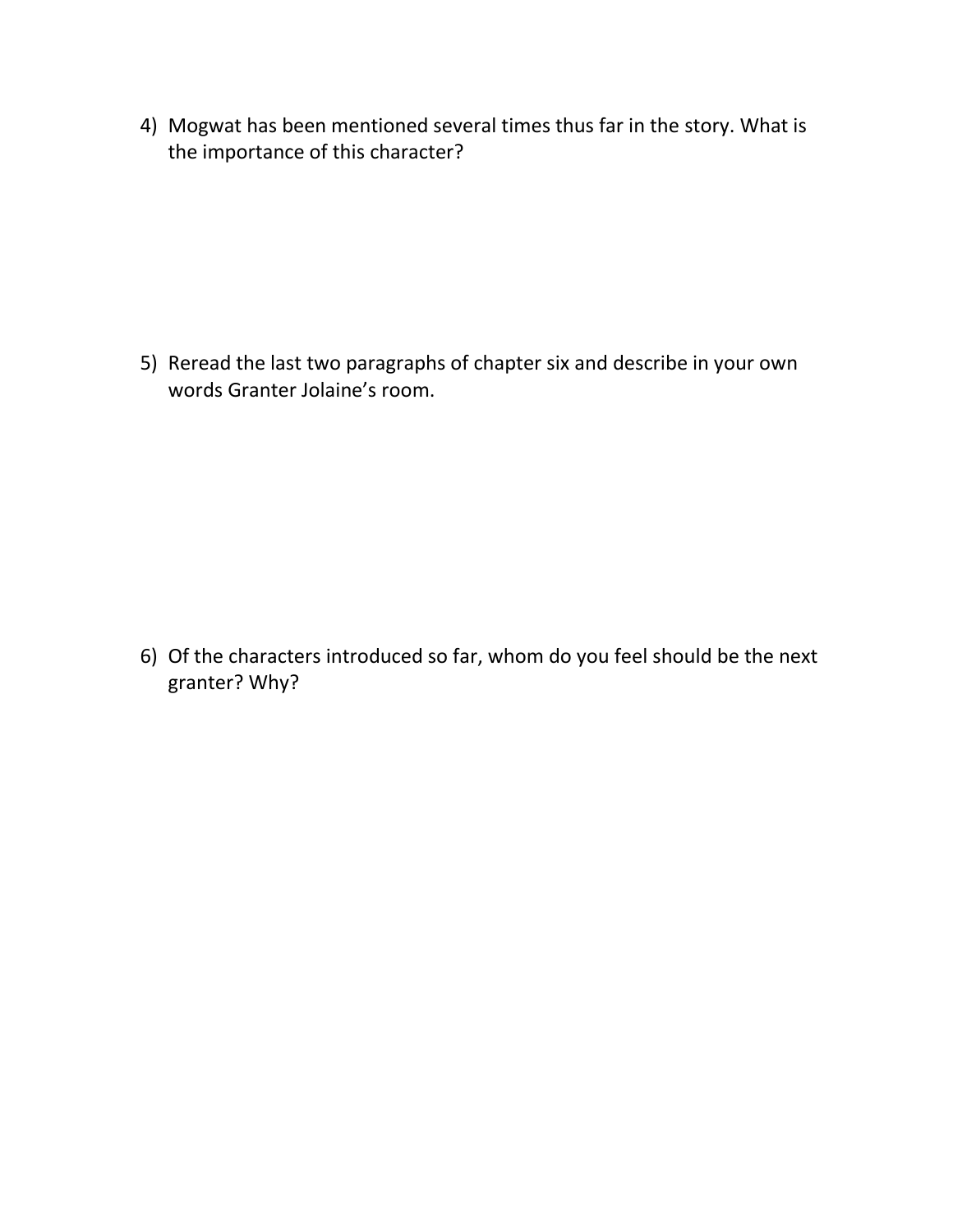4) Mogwat has been mentioned several times thus far in the story. What is the importance of this character?

5) Reread the last two paragraphs of chapter six and describe in your own words Granter Jolaine's room.

6) Of the characters introduced so far, whom do you feel should be the next granter? Why?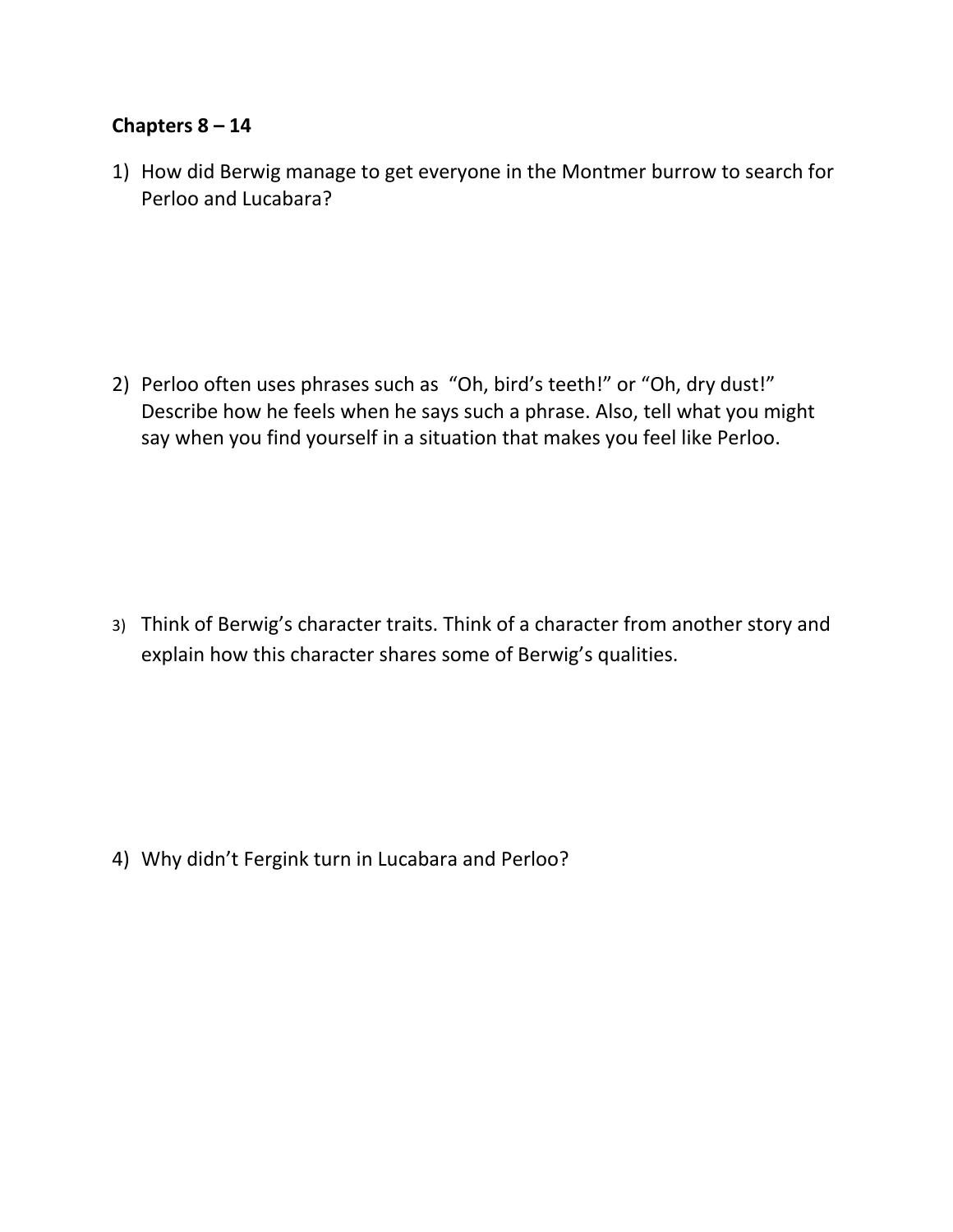**Chapters 8 – 14**

1) How did Berwig manage to get everyone in the Montmer burrow to search for Perloo and Lucabara?

2) Perloo often uses phrases such as "Oh, bird's teeth!" or "Oh, dry dust!" Describe how he feels when he says such a phrase. Also, tell what you might say when you find yourself in a situation that makes you feel like Perloo.

3) Think of Berwig's character traits. Think of a character from another story and explain how this character shares some of Berwig's qualities.

4) Why didn't Fergink turn in Lucabara and Perloo?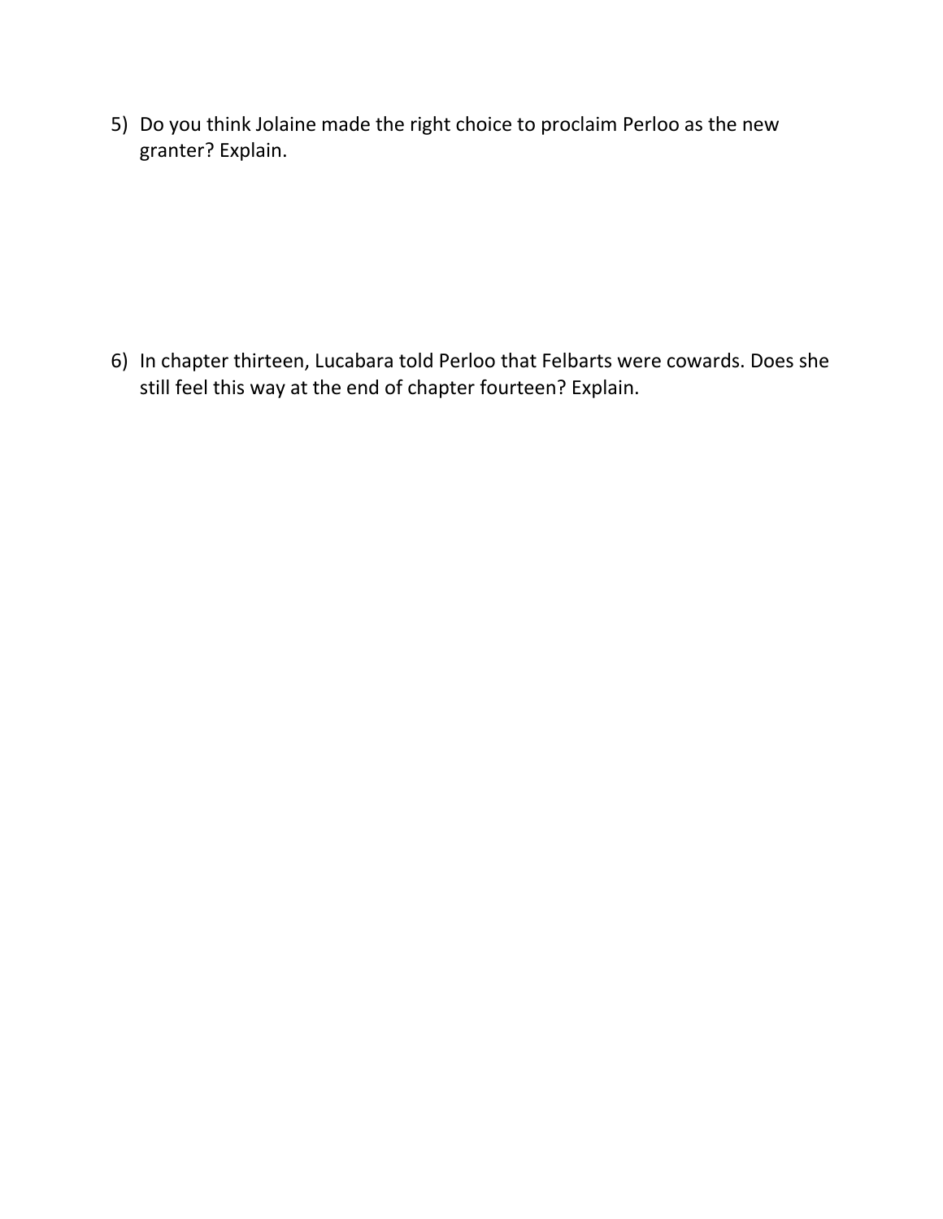5) Do you think Jolaine made the right choice to proclaim Perloo as the new granter? Explain.

6) In chapter thirteen, Lucabara told Perloo that Felbarts were cowards. Does she still feel this way at the end of chapter fourteen? Explain.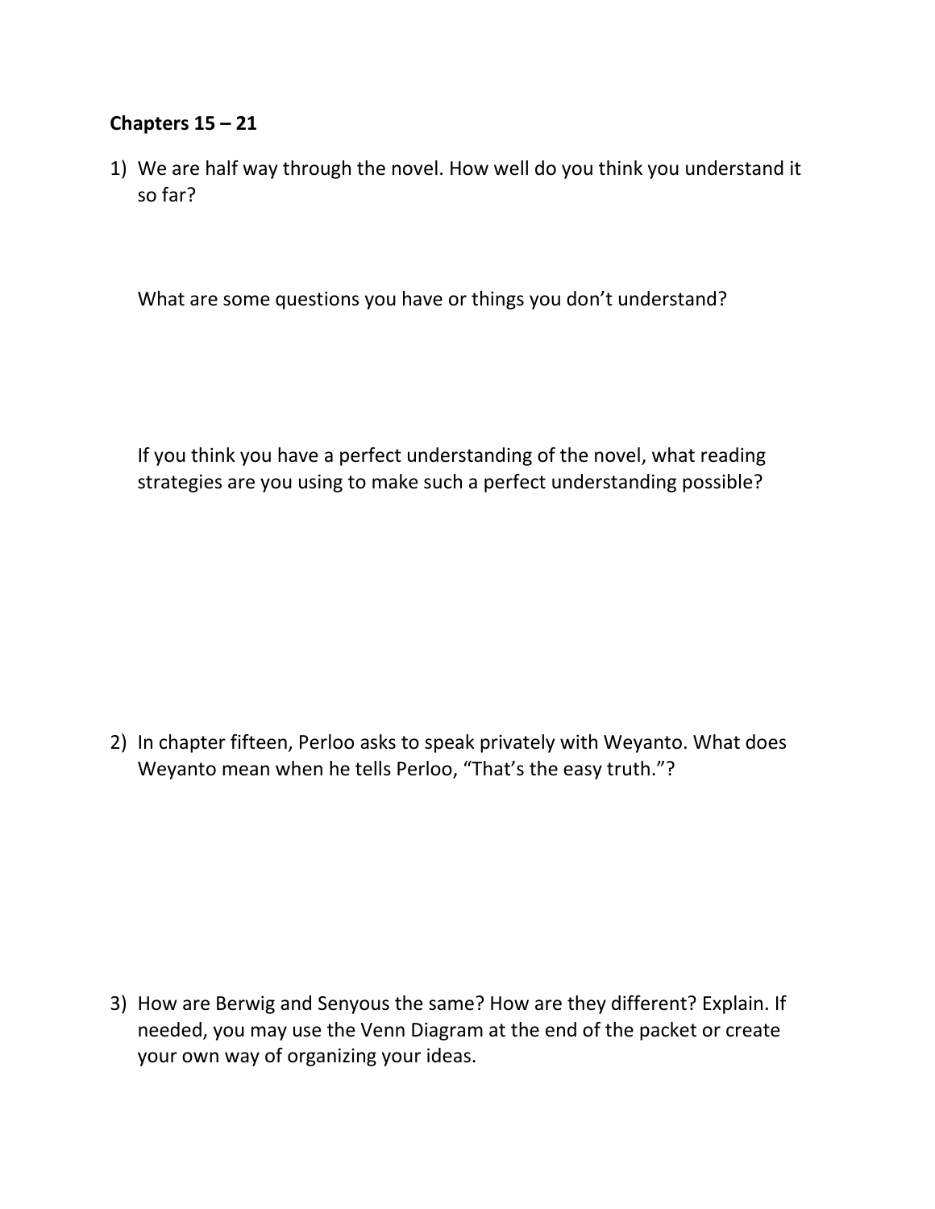**Chapters 15 – 21**

1) We are half way through the novel. How well do you think you understand it so far?

   What are some questions you have or things you don't understand?

   If you think you have a perfect understanding of the novel, what reading strategies are you using to make such a perfect understanding possible?

2) In chapter fifteen, Perloo asks to speak privately with Weyanto. What does Weyanto mean when he tells Perloo, "That's the easy truth."?

3) How are Berwig and Senyous the same? How are they different? Explain. If needed, you may use the Venn Diagram at the end of the packet or create your own way of organizing your ideas.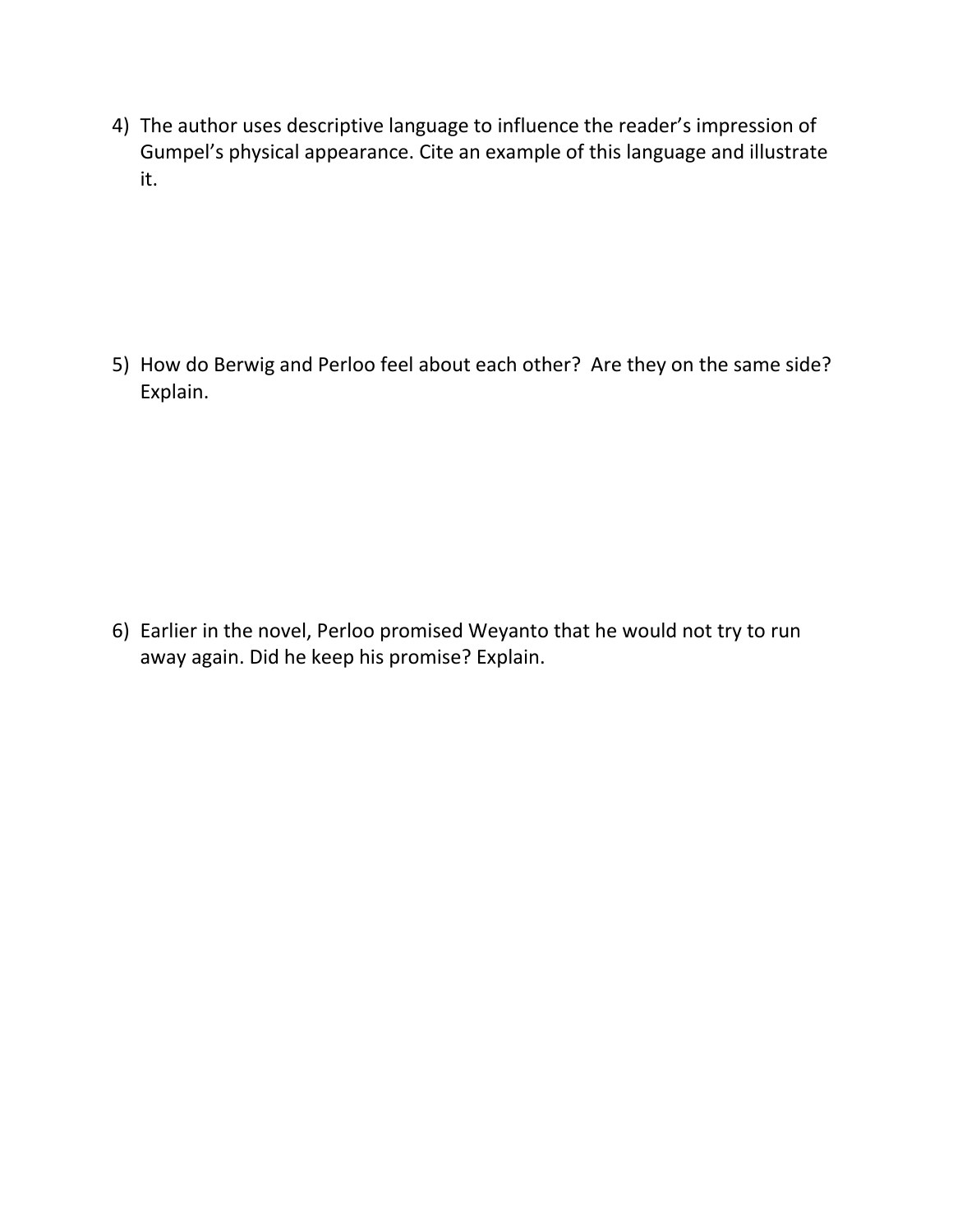4) The author uses descriptive language to influence the reader's impression of Gumpel's physical appearance. Cite an example of this language and illustrate it.

5) How do Berwig and Perloo feel about each other? Are they on the same side? Explain.

6) Earlier in the novel, Perloo promised Weyanto that he would not try to run away again. Did he keep his promise? Explain.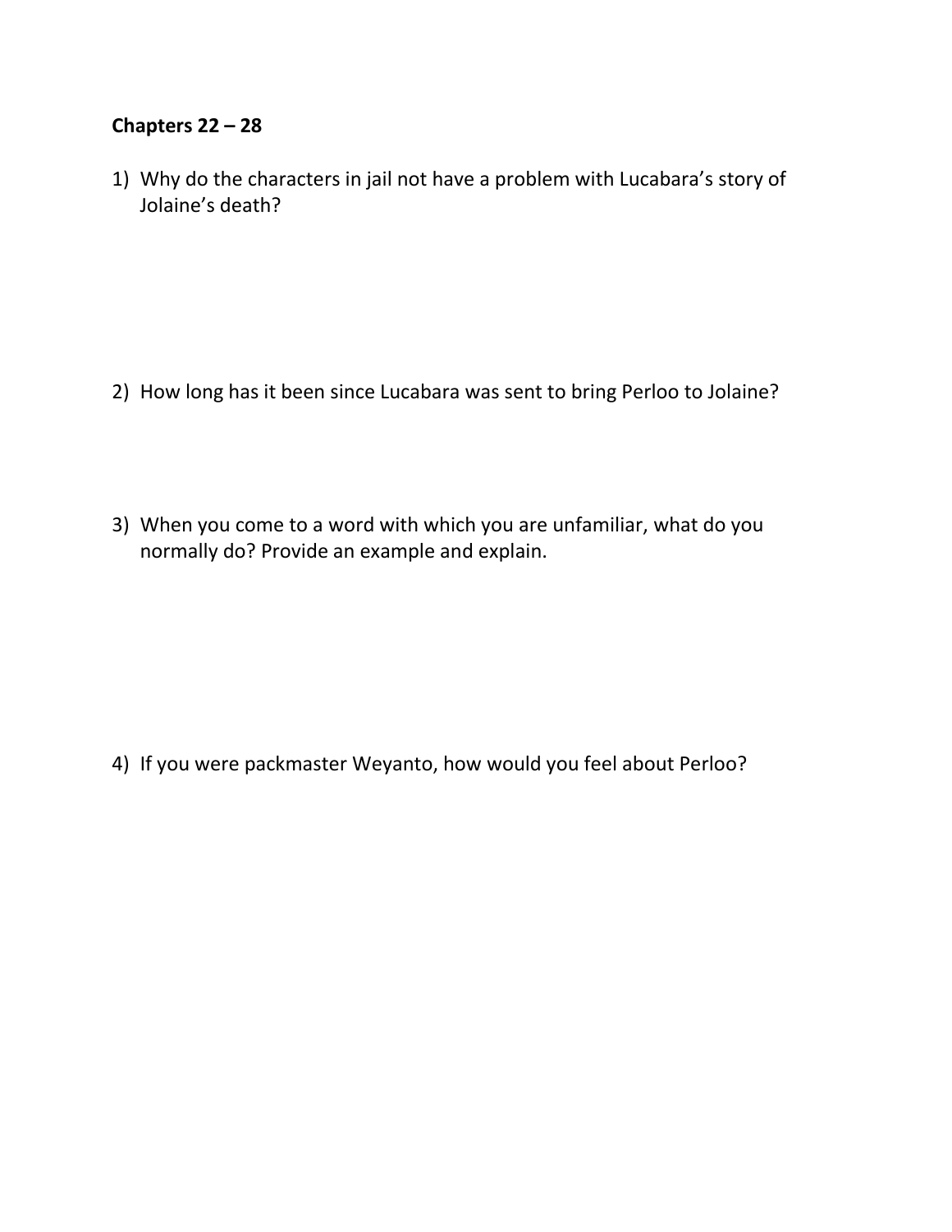**Chapters 22 – 28**

1) Why do the characters in jail not have a problem with Lucabara's story of Jolaine's death?

2) How long has it been since Lucabara was sent to bring Perloo to Jolaine?

3) When you come to a word with which you are unfamiliar, what do you normally do? Provide an example and explain.

4) If you were packmaster Weyanto, how would you feel about Perloo?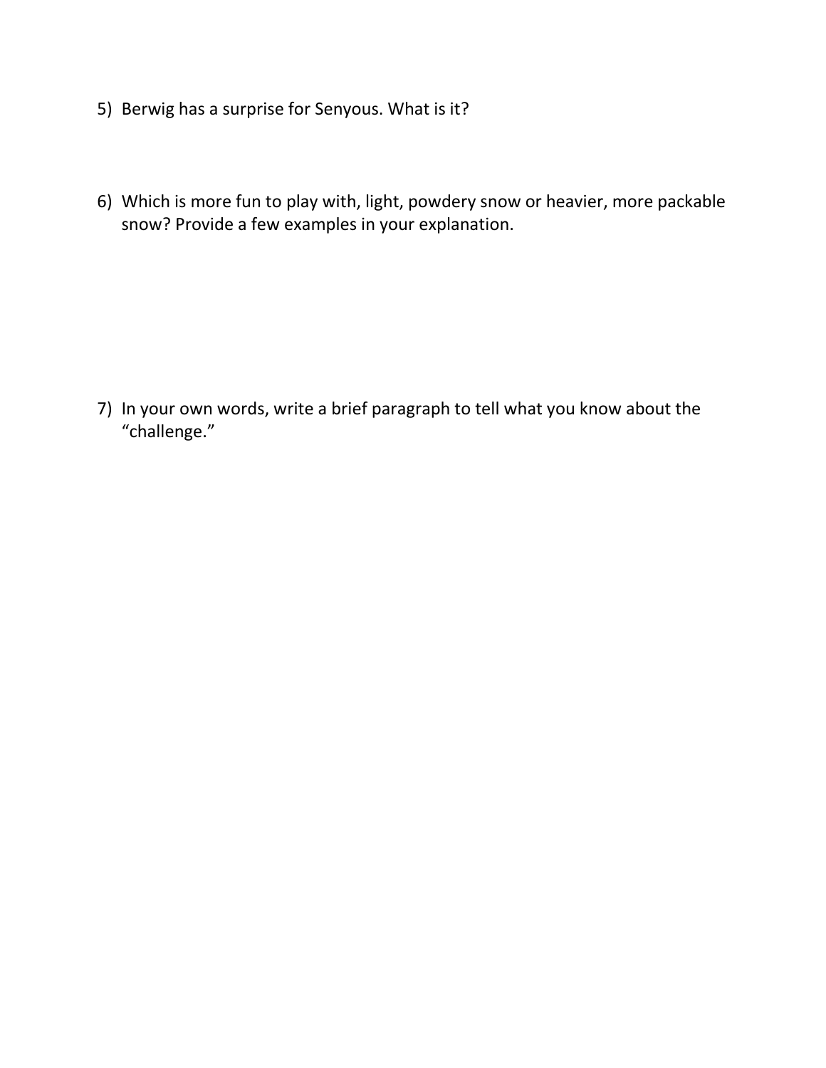5) Berwig has a surprise for Senyous. What is it?

6) Which is more fun to play with, light, powdery snow or heavier, more packable snow? Provide a few examples in your explanation.

7) In your own words, write a brief paragraph to tell what you know about the “challenge.”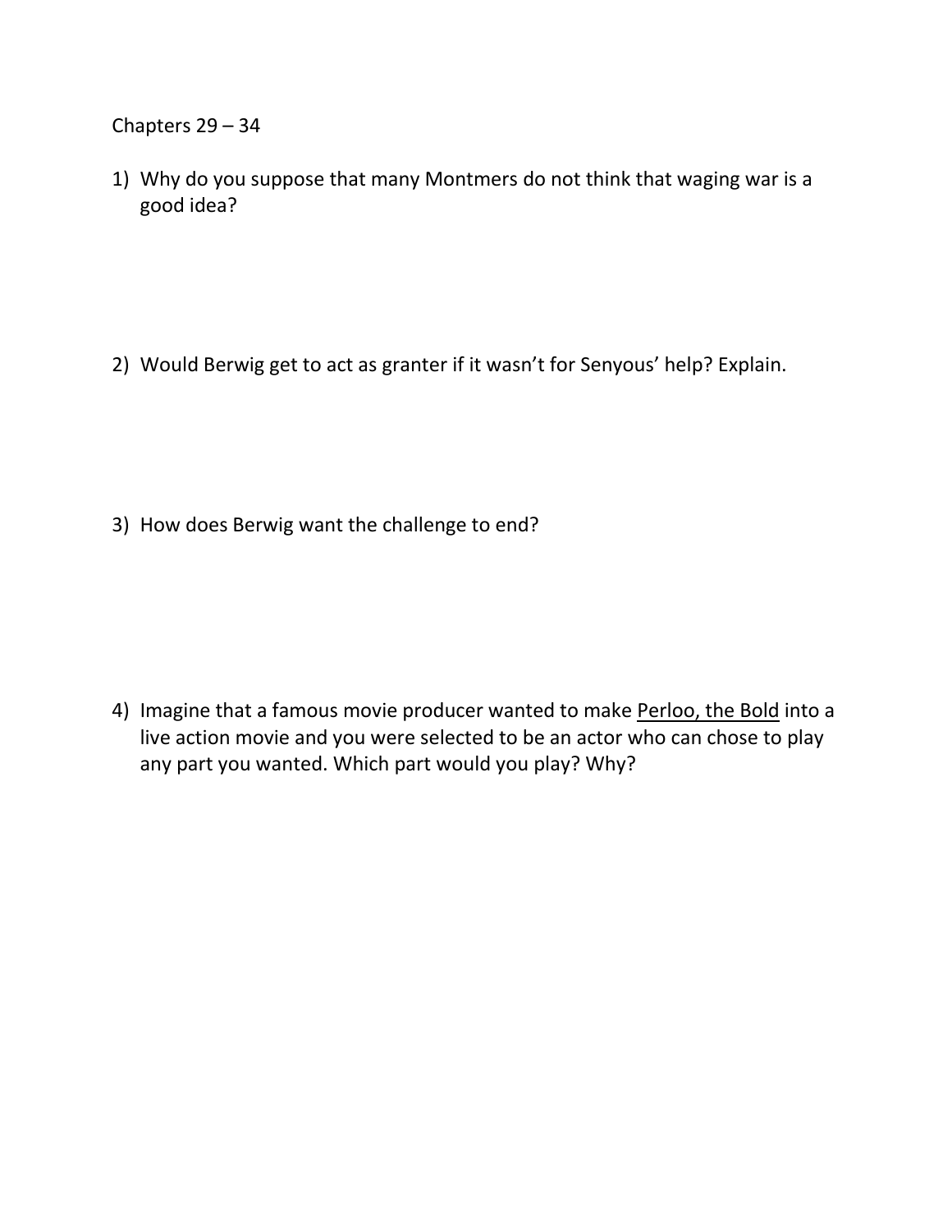Chapters 29 – 34

1) Why do you suppose that many Montmers do not think that waging war is a good idea?

2) Would Berwig get to act as granter if it wasn't for Senyous' help? Explain.

3) How does Berwig want the challenge to end?

4) Imagine that a famous movie producer wanted to make <u>Perloo, the Bold</u> into a live action movie and you were selected to be an actor who can chose to play any part you wanted. Which part would you play? Why?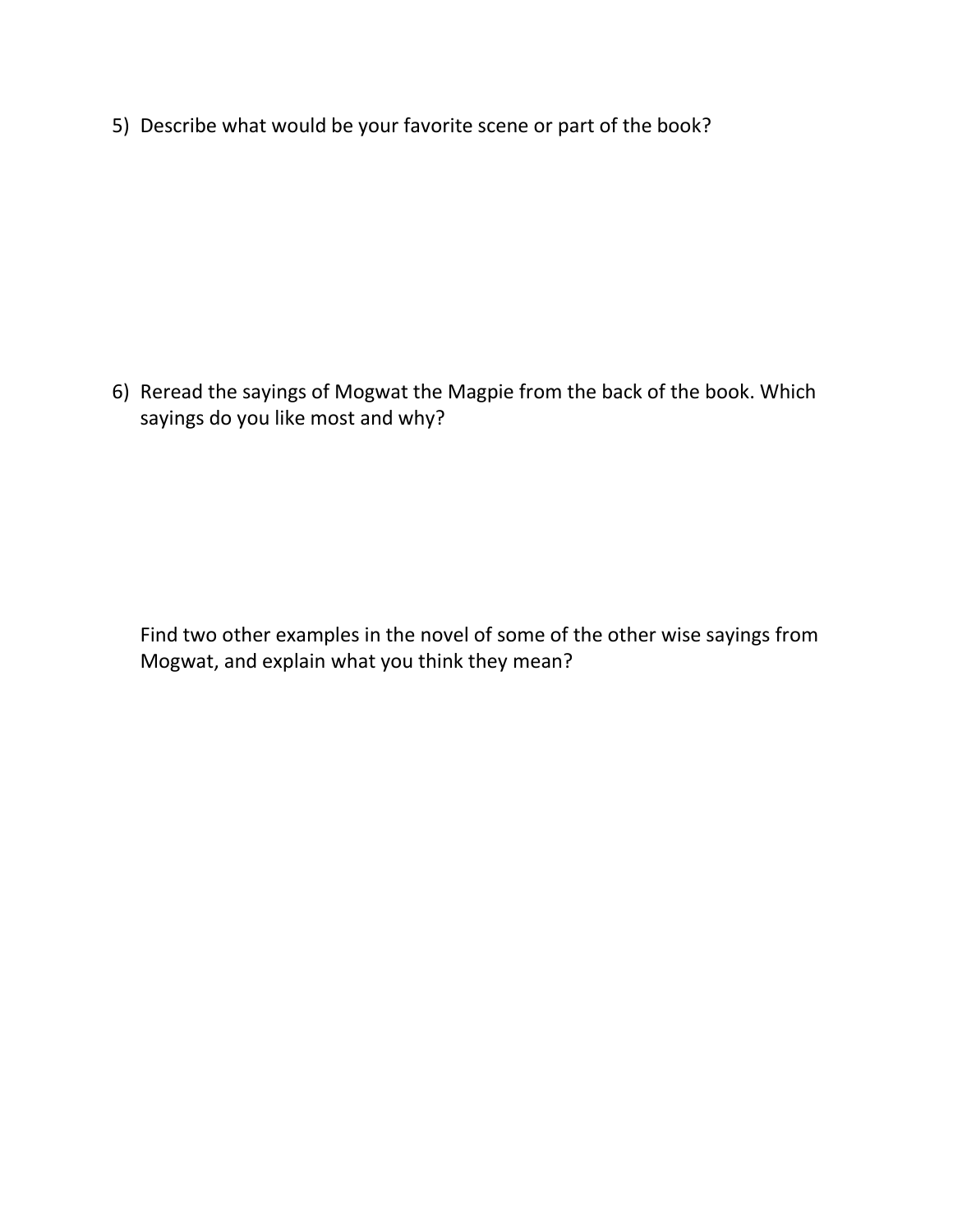5) Describe what would be your favorite scene or part of the book?

6) Reread the sayings of Mogwat the Magpie from the back of the book. Which sayings do you like most and why?

   Find two other examples in the novel of some of the other wise sayings from Mogwat, and explain what you think they mean?